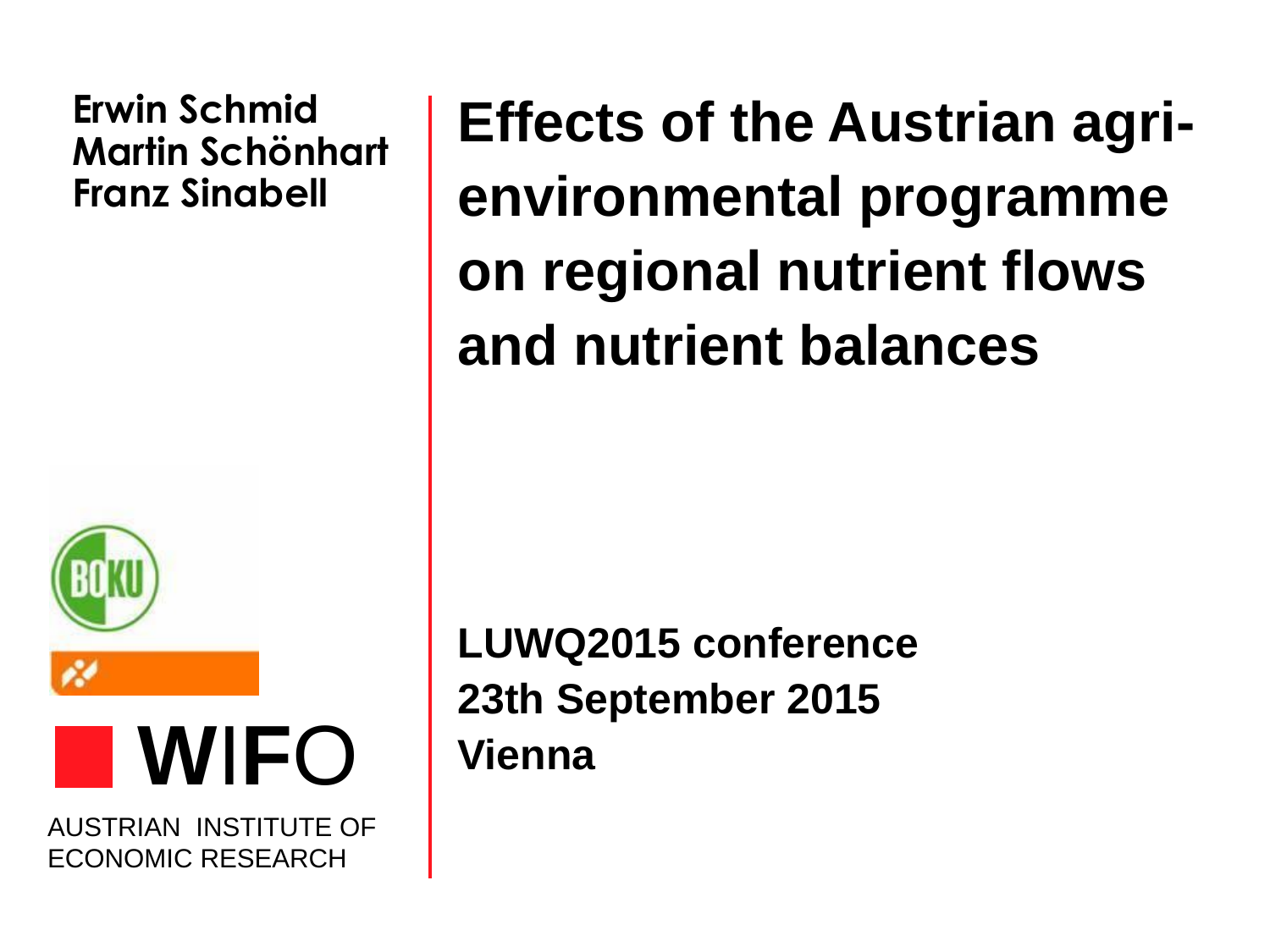# Effects of the Austrian agri-environmental programme on regional nutrient flows and nutrient balances

**Erwin Schmid**
**Martin Schönhart**
**Franz Sinabell**

**LUWQ2015 conference**
**23th September 2015**
**Vienna**

WIFO

AUSTRIAN INSTITUTE OF ECONOMIC RESEARCH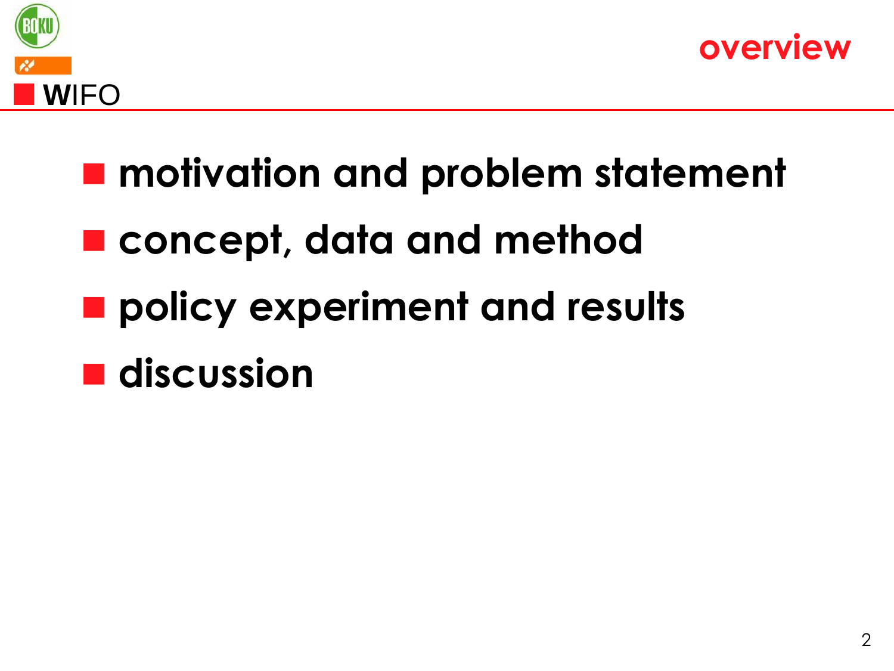# overview

- **motivation and problem statement**
- **concept, data and method**
- **policy experiment and results**
- **discussion**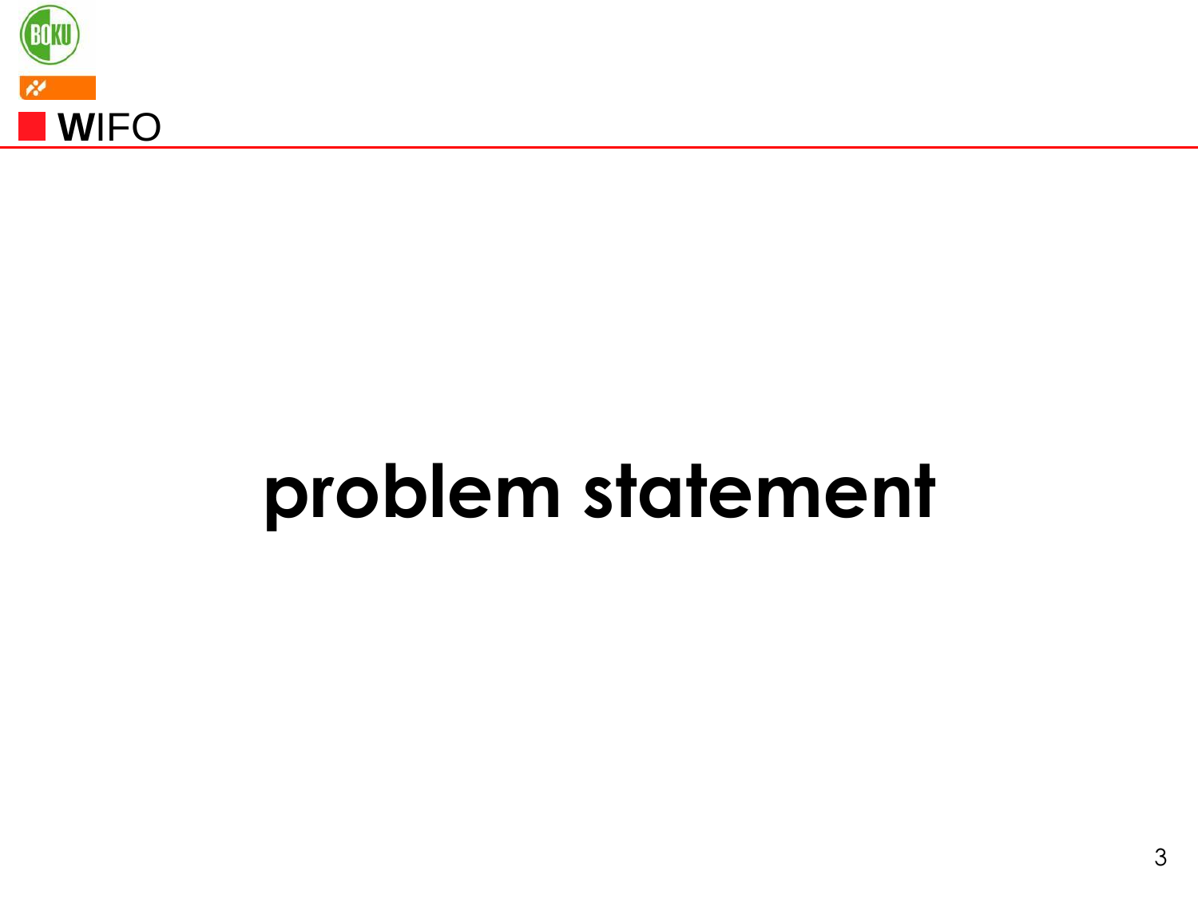# problem statement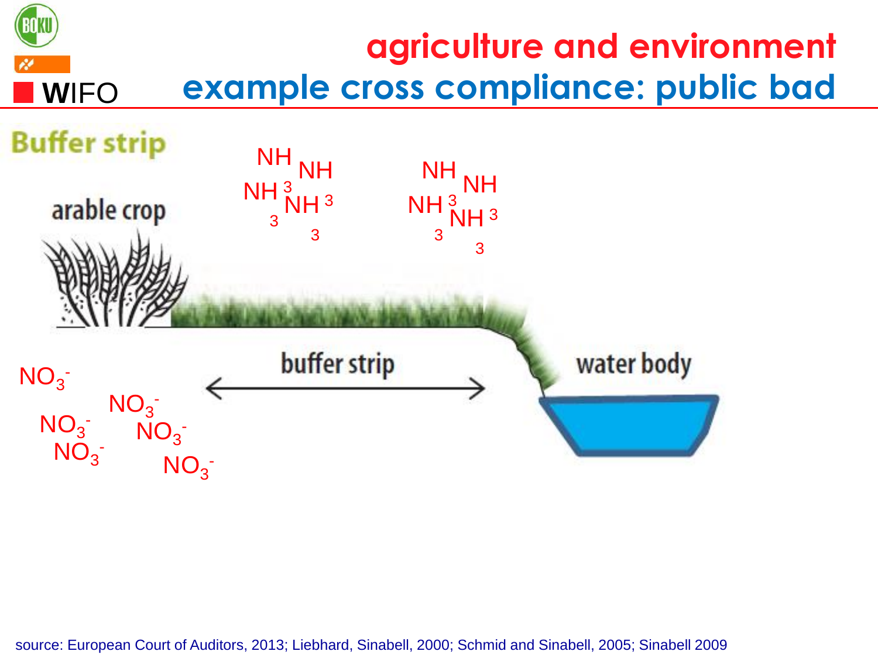# agriculture and environment

## example cross compliance: public bad

**Buffer strip**

arable crop

$NH_3$ $NH_3$ $NH_3$ $NH_3$ $NH_3$ $NH_3$ $NH_3$ $NH_3$

buffer strip

water body

$NO_3^-$ $NO_3^-$ $NO_3^-$ $NO_3^-$ $NO_3^-$ $NO_3^-$

source: European Court of Auditors, 2013; Liebhard, Sinabell, 2000; Schmid and Sinabell, 2005; Sinabell 2009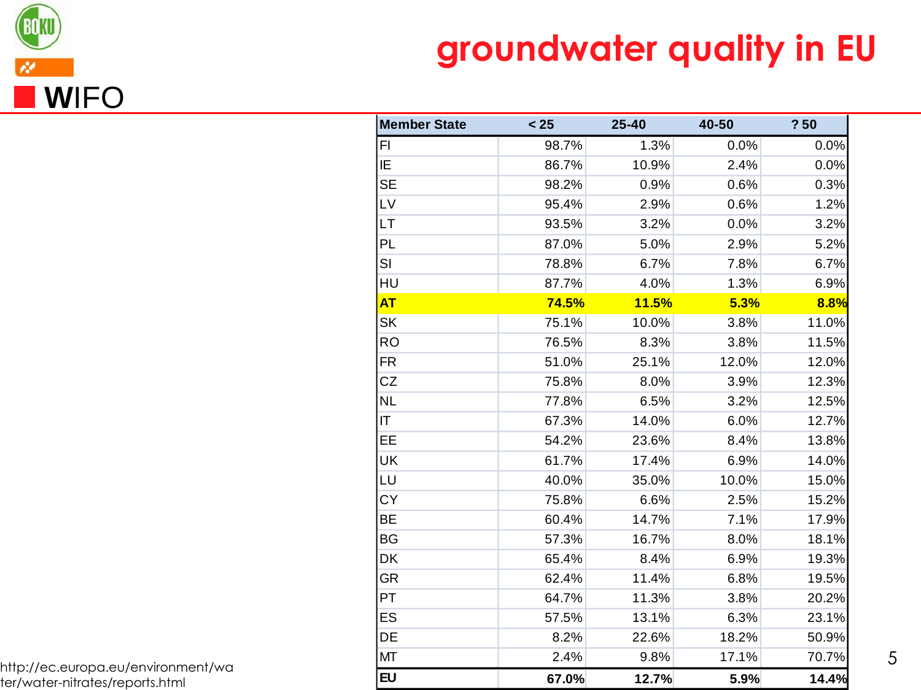# groundwater quality in EU

| Member State | < 25 | 25-40 | 40-50 | ? 50 |
|---|---|---|---|---|
| FI | 98.7% | 1.3% | 0.0% | 0.0% |
| IE | 86.7% | 10.9% | 2.4% | 0.0% |
| SE | 98.2% | 0.9% | 0.6% | 0.3% |
| LV | 95.4% | 2.9% | 0.6% | 1.2% |
| LT | 93.5% | 3.2% | 0.0% | 3.2% |
| PL | 87.0% | 5.0% | 2.9% | 5.2% |
| SI | 78.8% | 6.7% | 7.8% | 6.7% |
| HU | 87.7% | 4.0% | 1.3% | 6.9% |
| **AT** | **74.5%** | **11.5%** | **5.3%** | **8.8%** |
| SK | 75.1% | 10.0% | 3.8% | 11.0% |
| RO | 76.5% | 8.3% | 3.8% | 11.5% |
| FR | 51.0% | 25.1% | 12.0% | 12.0% |
| CZ | 75.8% | 8.0% | 3.9% | 12.3% |
| NL | 77.8% | 6.5% | 3.2% | 12.5% |
| IT | 67.3% | 14.0% | 6.0% | 12.7% |
| EE | 54.2% | 23.6% | 8.4% | 13.8% |
| UK | 61.7% | 17.4% | 6.9% | 14.0% |
| LU | 40.0% | 35.0% | 10.0% | 15.0% |
| CY | 75.8% | 6.6% | 2.5% | 15.2% |
| BE | 60.4% | 14.7% | 7.1% | 17.9% |
| BG | 57.3% | 16.7% | 8.0% | 18.1% |
| DK | 65.4% | 8.4% | 6.9% | 19.3% |
| GR | 62.4% | 11.4% | 6.8% | 19.5% |
| PT | 64.7% | 11.3% | 3.8% | 20.2% |
| ES | 57.5% | 13.1% | 6.3% | 23.1% |
| DE | 8.2% | 22.6% | 18.2% | 50.9% |
| MT | 2.4% | 9.8% | 17.1% | 70.7% |
| **EU** | **67.0%** | **12.7%** | **5.9%** | **14.4%** |

http://ec.europa.eu/environment/water/water-nitrates/reports.html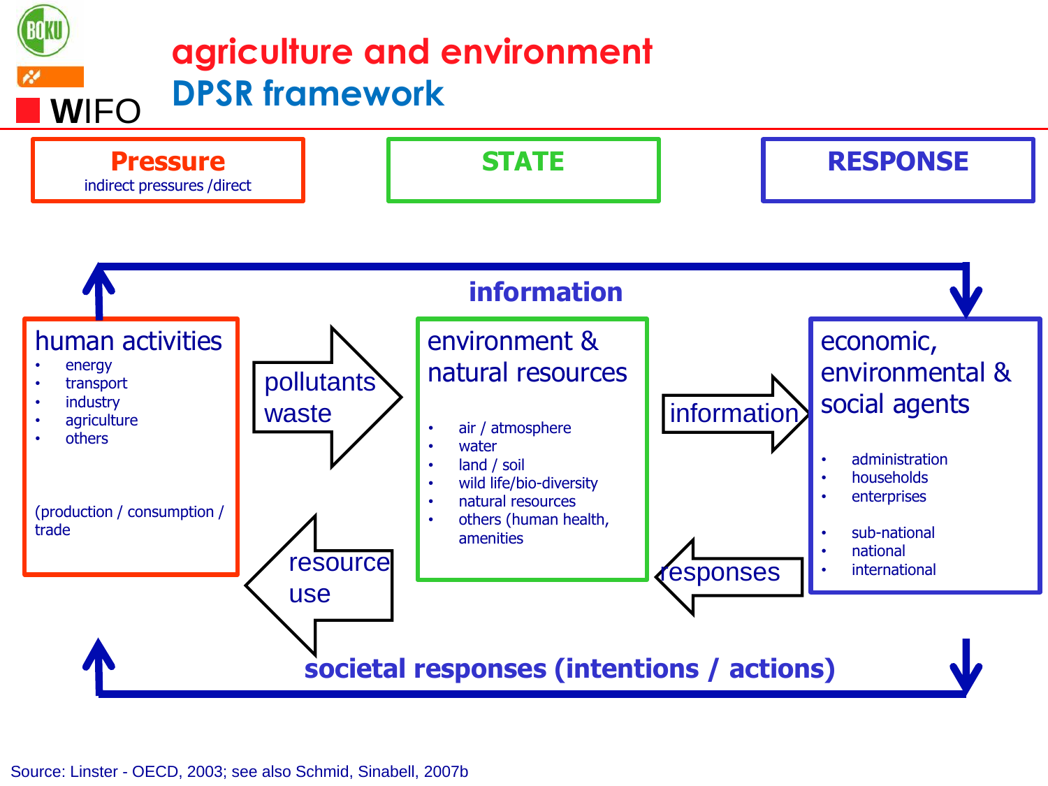# agriculture and environment

## DPSR framework

**Pressure**
indirect pressures /direct

**STATE**

**RESPONSE**

**information**

**human activities**

- energy
- transport
- industry
- agriculture
- others

(production / consumption / trade

pollutants waste

**environment & natural resources**

- air / atmosphere
- water
- land / soil
- wild life/bio-diversity
- natural resources
- others (human health, amenities

information

**economic, environmental & social agents**

- administration
- households
- enterprises

- sub-national
- national
- international

resource use

responses

**societal responses (intentions / actions)**

Source: Linster - OECD, 2003; see also Schmid, Sinabell, 2007b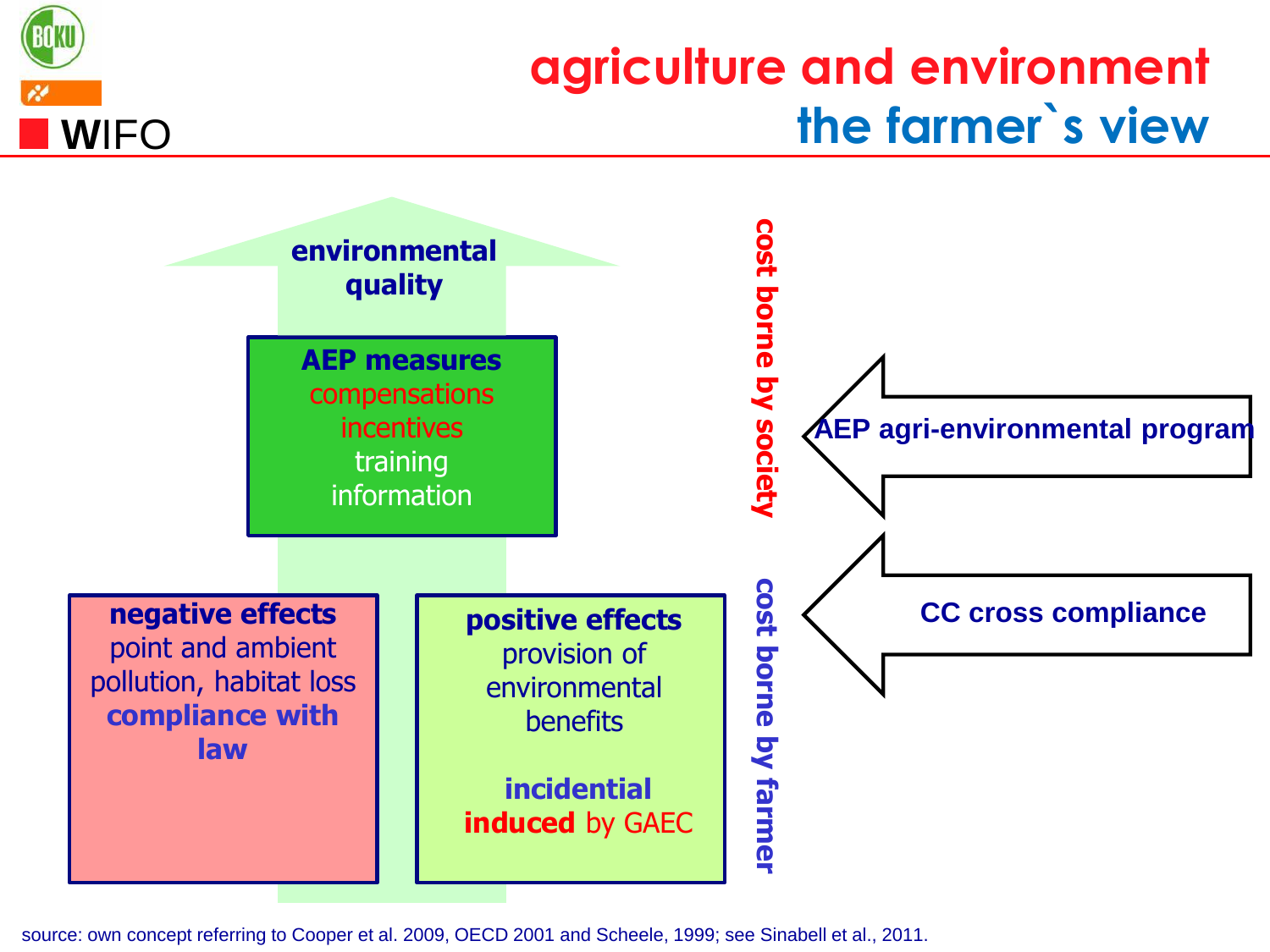# agriculture and environment
## the farmer`s view

**environmental quality**

**AEP measures**
compensations
incentives
training
information

**negative effects**
point and ambient pollution, habitat loss
**compliance with law**

**positive effects**
provision of environmental benefits

**incidential**
**induced** by GAEC

cost borne by society

cost borne by farmer

**AEP agri-environmental program**

**CC cross compliance**

source: own concept referring to Cooper et al. 2009, OECD 2001 and Scheele, 1999; see Sinabell et al., 2011.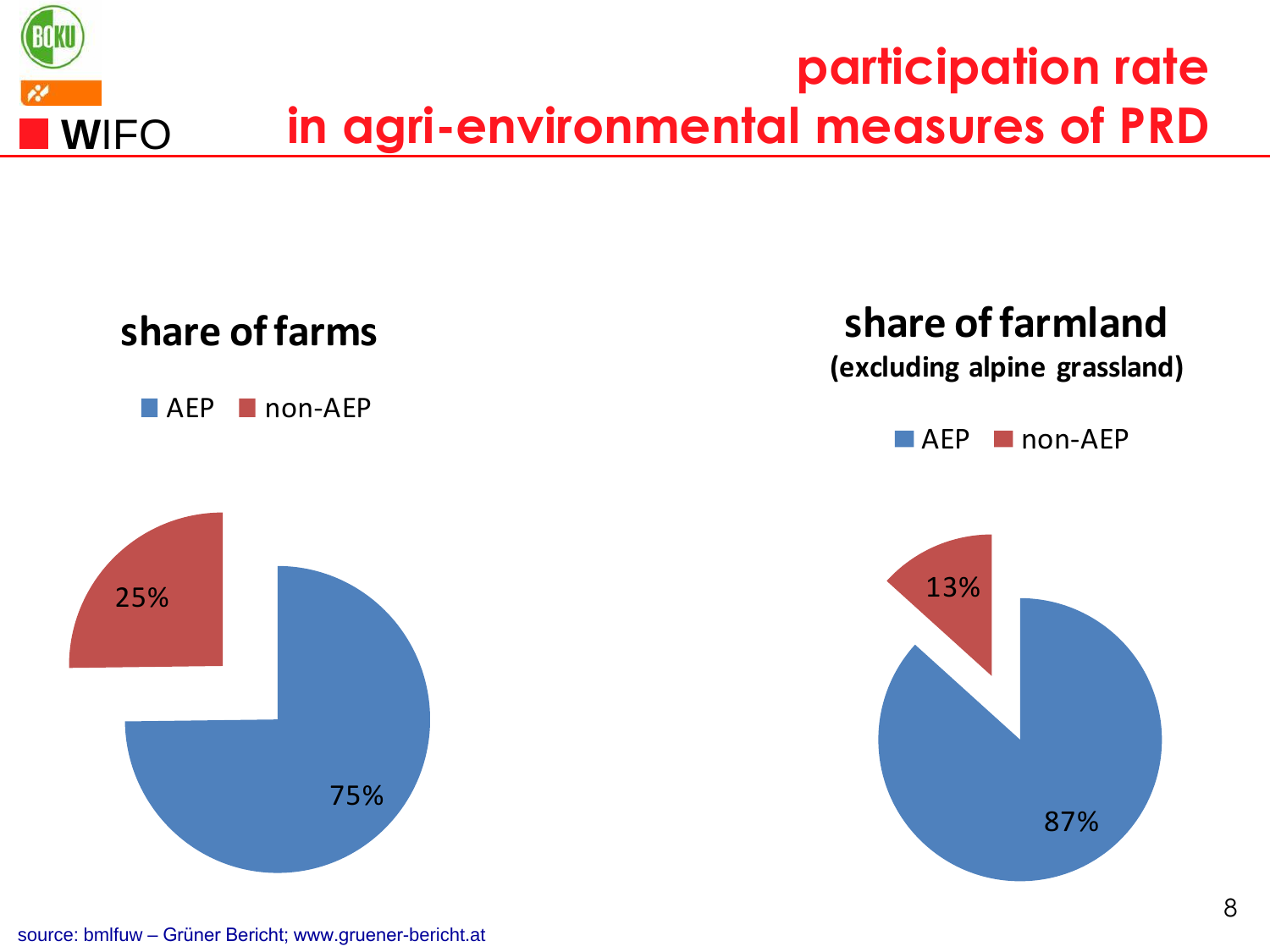# participation rate in agri-environmental measures of PRD

## share of farms

AEP | non-AEP

- non-AEP: 25%
- AEP: 75%

## share of farmland (excluding alpine grassland)

AEP | non-AEP

- non-AEP: 13%
- AEP: 87%

source: bmlfuw – Grüner Bericht; www.gruener-bericht.at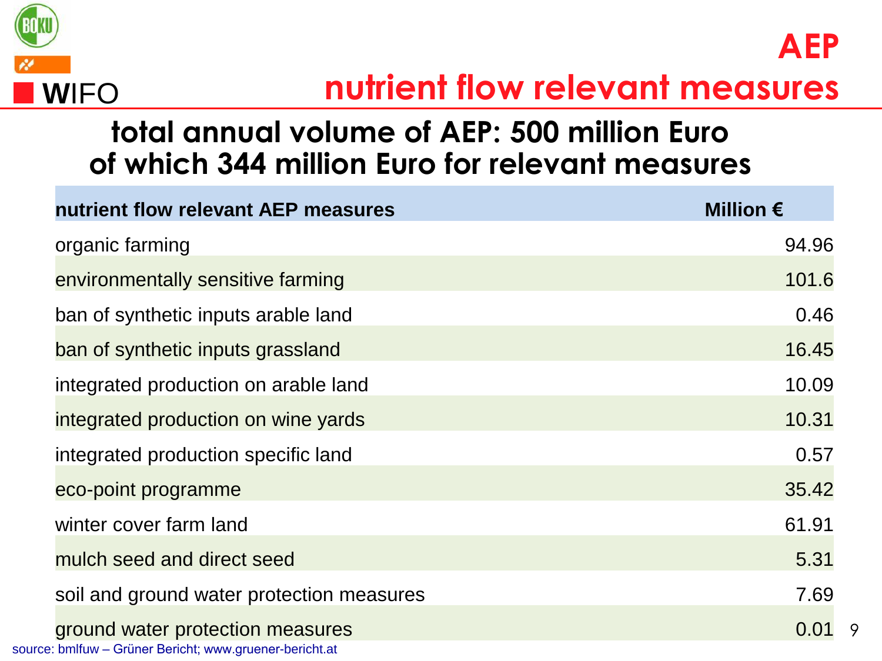# AEP
## nutrient flow relevant measures

**total annual volume of AEP: 500 million Euro of which 344 million Euro for relevant measures**

| nutrient flow relevant AEP measures | Million € |
|---|---|
| organic farming | 94.96 |
| environmentally sensitive farming | 101.6 |
| ban of synthetic inputs arable land | 0.46 |
| ban of synthetic inputs grassland | 16.45 |
| integrated production on arable land | 10.09 |
| integrated production on wine yards | 10.31 |
| integrated production specific land | 0.57 |
| eco-point programme | 35.42 |
| winter cover farm land | 61.91 |
| mulch seed and direct seed | 5.31 |
| soil and ground water protection measures | 7.69 |
| ground water protection measures | 0.01 |

source: bmlfuw – Grüner Bericht; www.gruener-bericht.at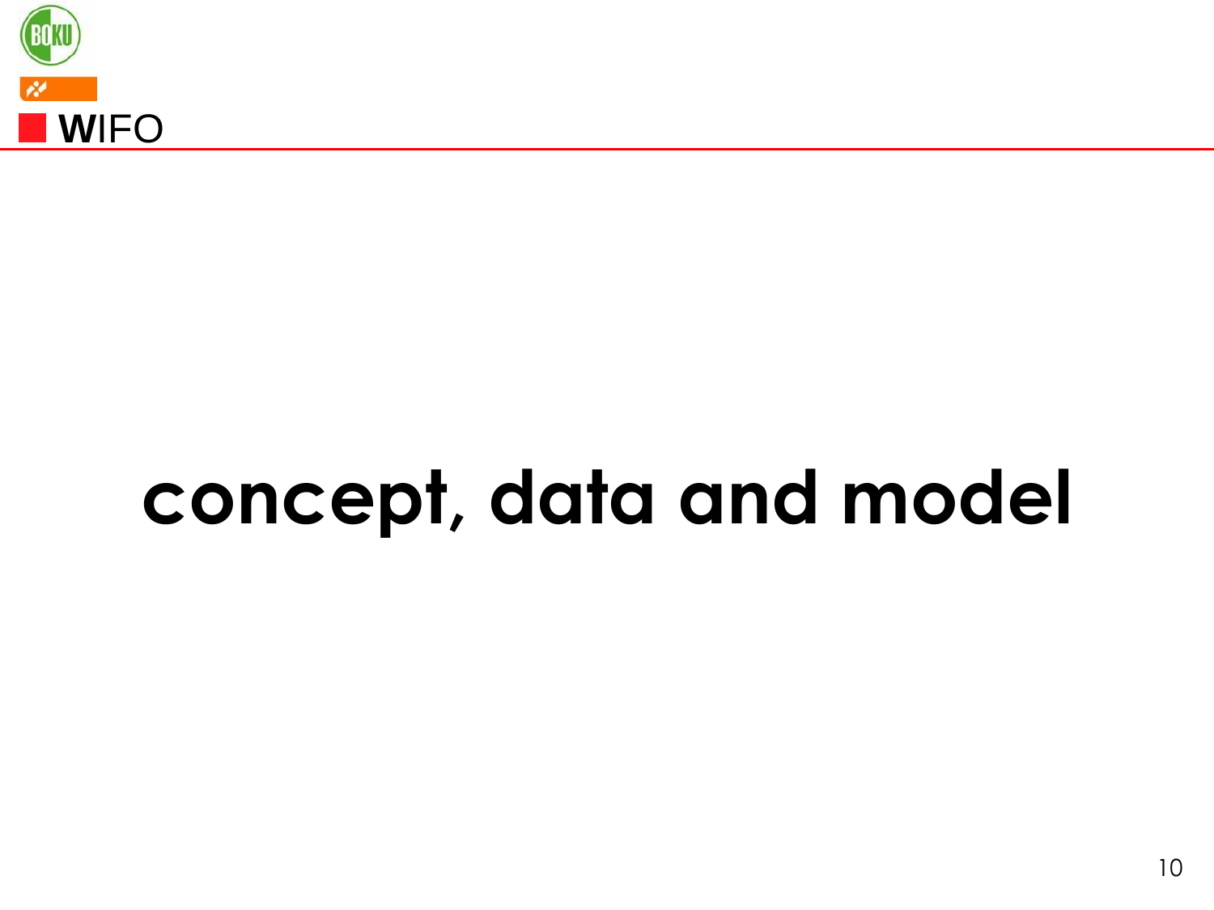# concept, data and model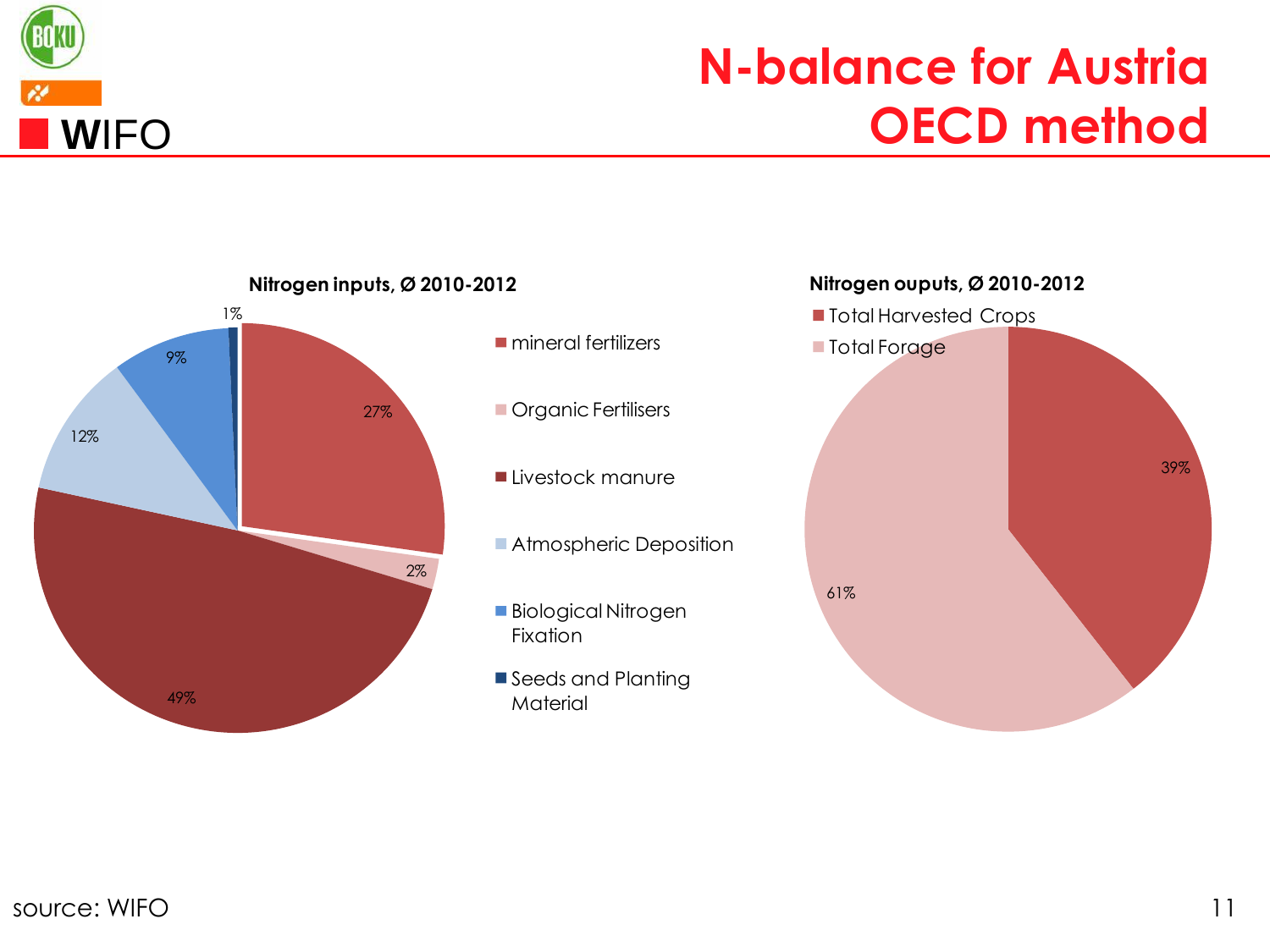# N-balance for Austria OECD method

**Nitrogen inputs, Ø 2010-2012**

| Input | Share |
|---|---|
| mineral fertilizers | 27% |
| Organic Fertilisers | 2% |
| Livestock manure | 49% |
| Atmospheric Deposition | 12% |
| Biological Nitrogen Fixation | 9% |
| Seeds and Planting Material | 1% |

**Nitrogen ouputs, Ø 2010-2012**

| Output | Share |
|---|---|
| Total Harvested Crops | 39% |
| Total Forage | 61% |

source: WIFO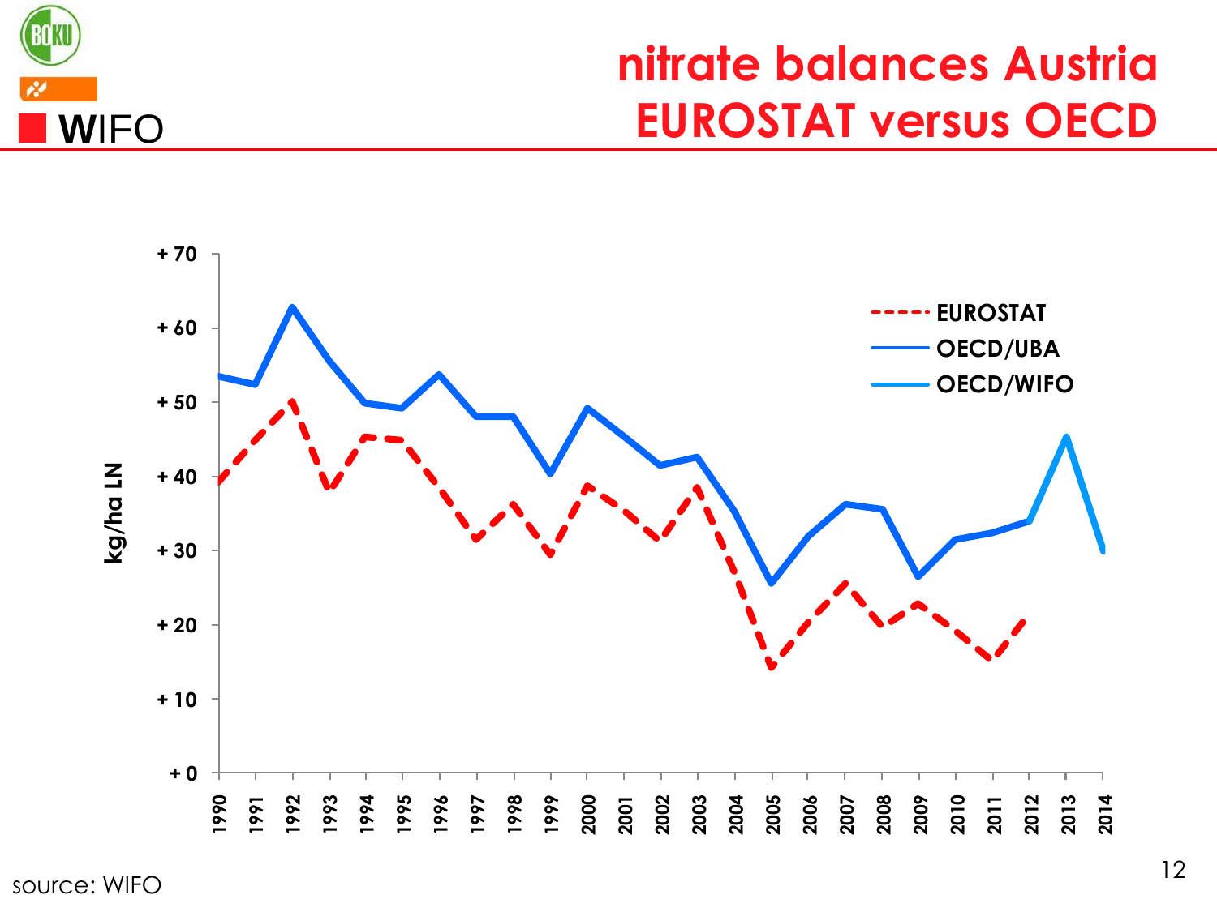# nitrate balances Austria EUROSTAT versus OECD

source: WIFO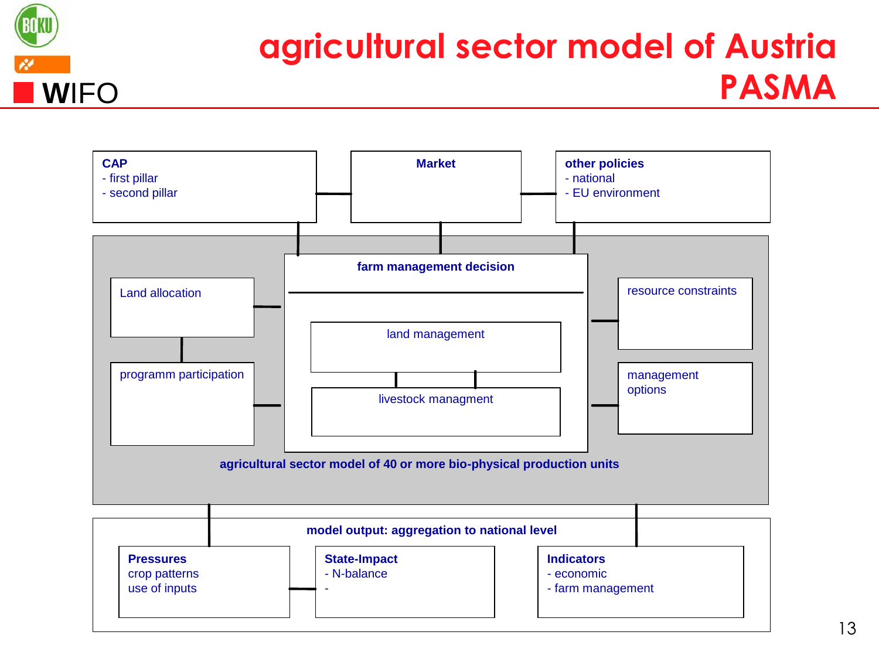# agricultural sector model of Austria PASMA

**CAP**
- first pillar
- second pillar

**Market**

**other policies**
- national
- EU environment

**farm management decision**

Land allocation

programm participation

land management

livestock managment

resource constraints

management options

**agricultural sector model of 40 or more bio-physical production units**

**model output: aggregation to national level**

**Pressures**
crop patterns
use of inputs

**State-Impact**
- N-balance
-

**Indicators**
- economic
- farm management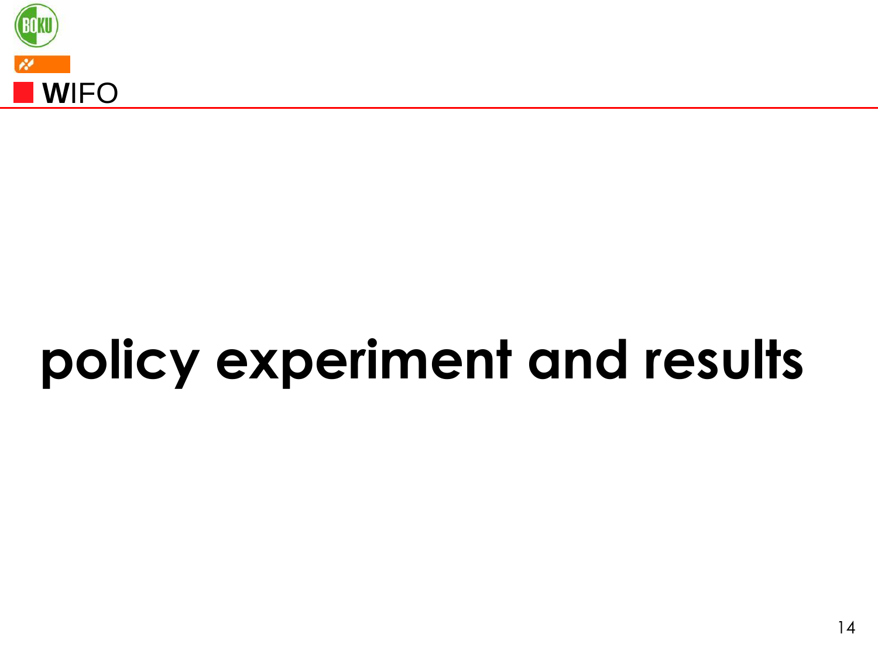# policy experiment and results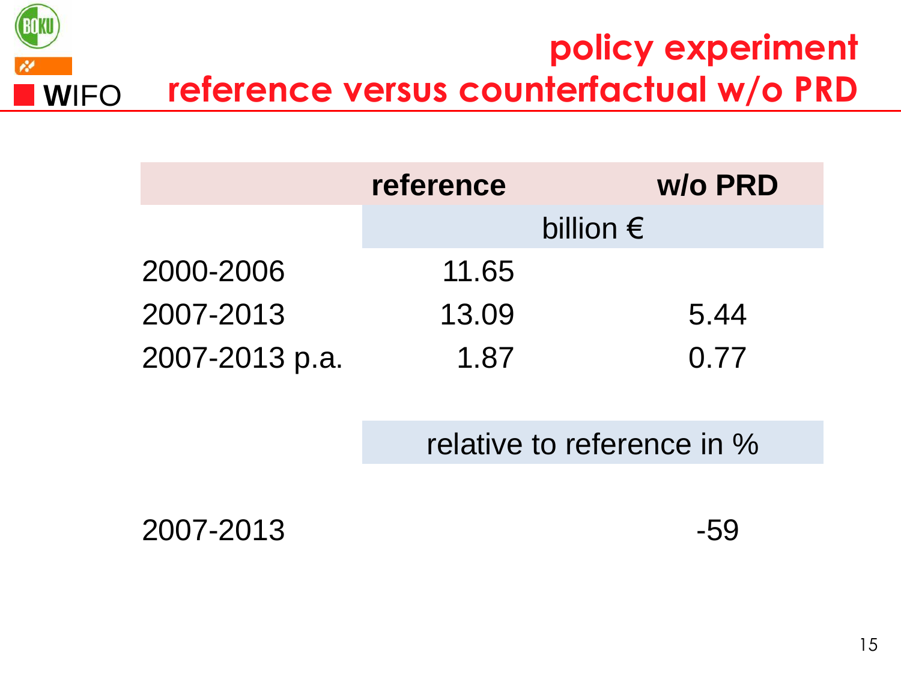# policy experiment

## reference versus counterfactual w/o PRD

| | reference | w/o PRD |
|---|---|---|
| | billion € | |
| 2000-2006 | 11.65 | |
| 2007-2013 | 13.09 | 5.44 |
| 2007-2013 p.a. | 1.87 | 0.77 |
| | relative to reference in % | |
| 2007-2013 | | -59 |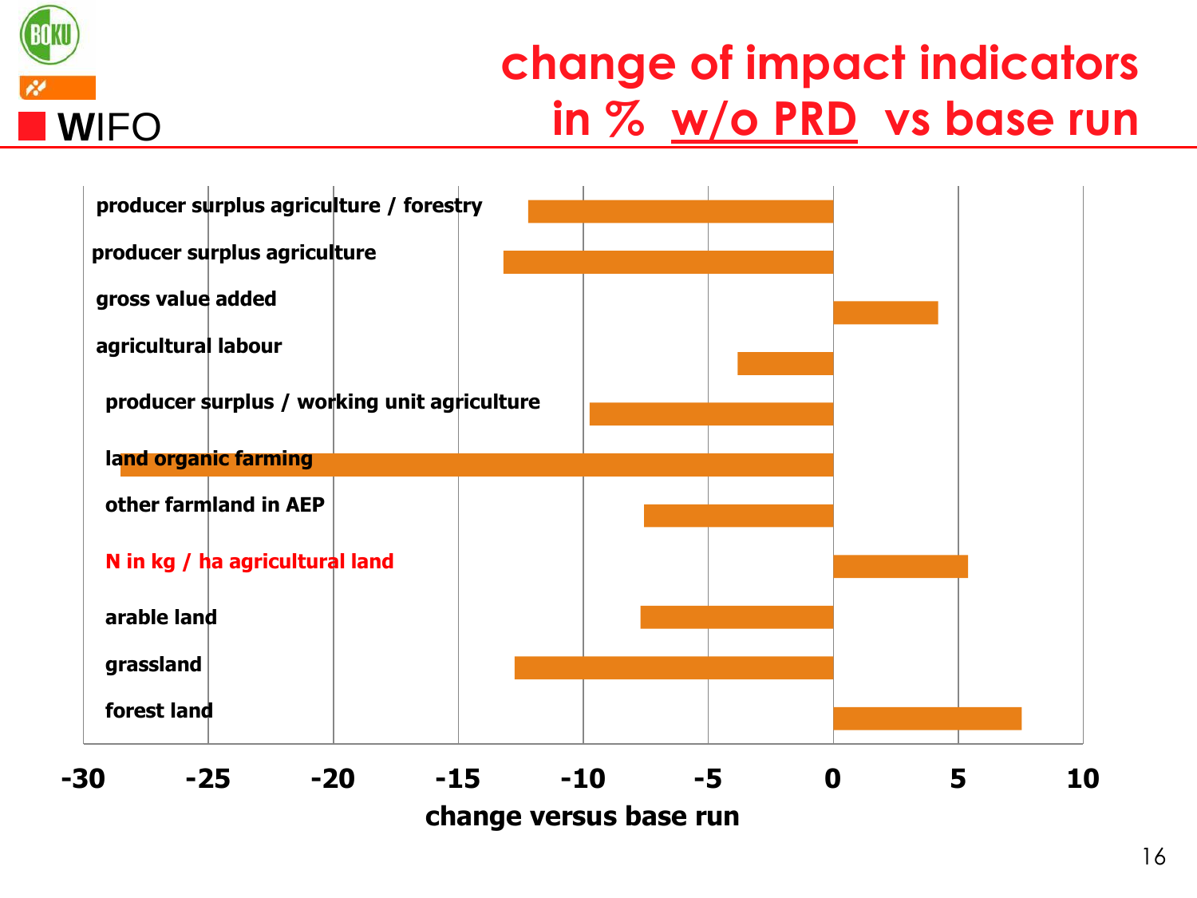# change of impact indicators in % w/o PRD vs base run

| Indicator | change versus base run |
|---|---|
| producer surplus agriculture / forestry | ≈ -12 |
| producer surplus agriculture | ≈ -13 |
| gross value added | ≈ 4 |
| agricultural labour | ≈ -4 |
| producer surplus / working unit agriculture | ≈ -10 |
| land organic farming | ≈ -28.5 |
| other farmland in AEP | ≈ -7.5 |
| N in kg / ha agricultural land | ≈ 5.5 |
| arable land | ≈ -7.5 |
| grassland | ≈ -13 |
| forest land | ≈ 7.5 |

change versus base run (axis: -30 to 10)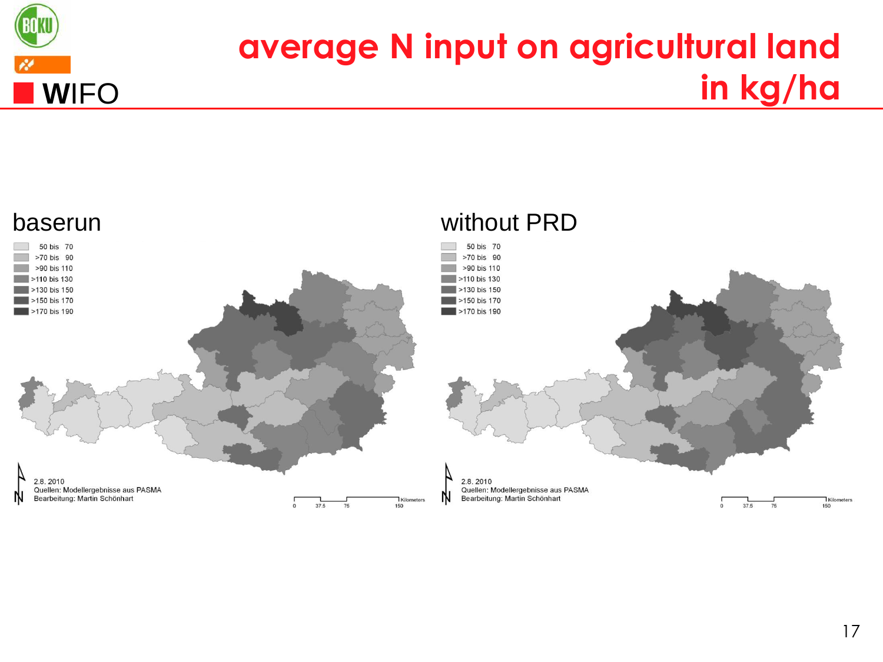# average N input on agricultural land in kg/ha

## baserun

| | |
|---|---|
| | 50 bis 70 |
| | >70 bis 90 |
| | >90 bis 110 |
| | >110 bis 130 |
| | >130 bis 150 |
| | >150 bis 170 |
| | >170 bis 190 |

2.8. 2010
Quellen: Modellergebnisse aus PASMA
Bearbeitung: Martin Schönhart

0 37.5 75 150 Kilometers

## without PRD

| | |
|---|---|
| | 50 bis 70 |
| | >70 bis 90 |
| | >90 bis 110 |
| | >110 bis 130 |
| | >130 bis 150 |
| | >150 bis 170 |
| | >170 bis 190 |

2.8. 2010
Quellen: Modellergebnisse aus PASMA
Bearbeitung: Martin Schönhart

0 37.5 75 150 Kilometers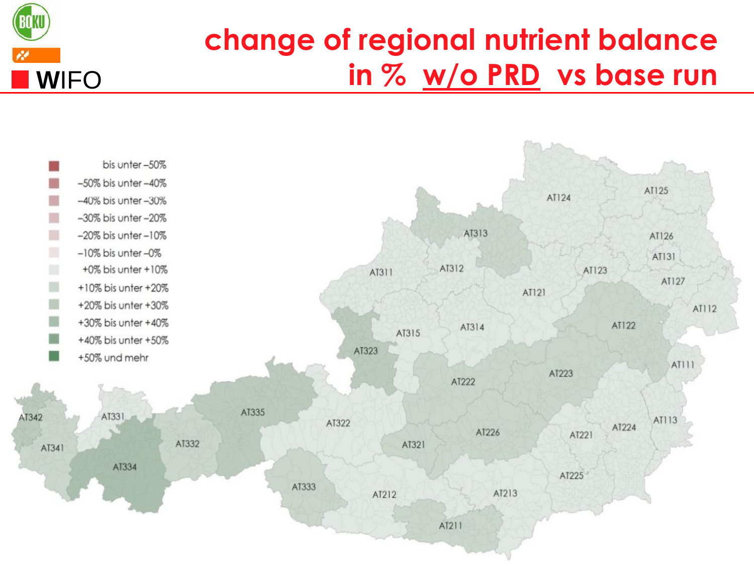# change of regional nutrient balance in % w/o PRD vs base run

| Legend |
|---|
| bis unter –50% |
| –50% bis unter –40% |
| –40% bis unter –30% |
| –30% bis unter –20% |
| –20% bis unter –10% |
| –10% bis unter –0% |
| +0% bis unter +10% |
| +10% bis unter +20% |
| +20% bis unter +30% |
| +30% bis unter +40% |
| +40% bis unter +50% |
| +50% und mehr |

AT124, AT125, AT126, AT131, AT127, AT112, AT123, AT121, AT122, AT111, AT113, AT313, AT311, AT312, AT314, AT315, AT323, AT222, AT223, AT224, AT221, AT225, AT226, AT321, AT322, AT335, AT331, AT332, AT334, AT333, AT342, AT341, AT212, AT213, AT211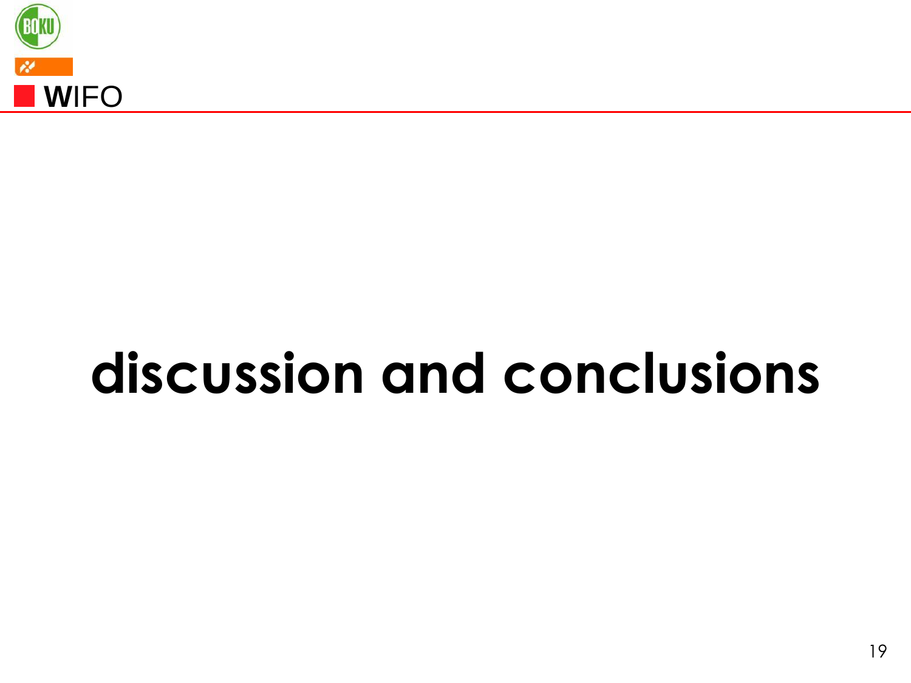# discussion and conclusions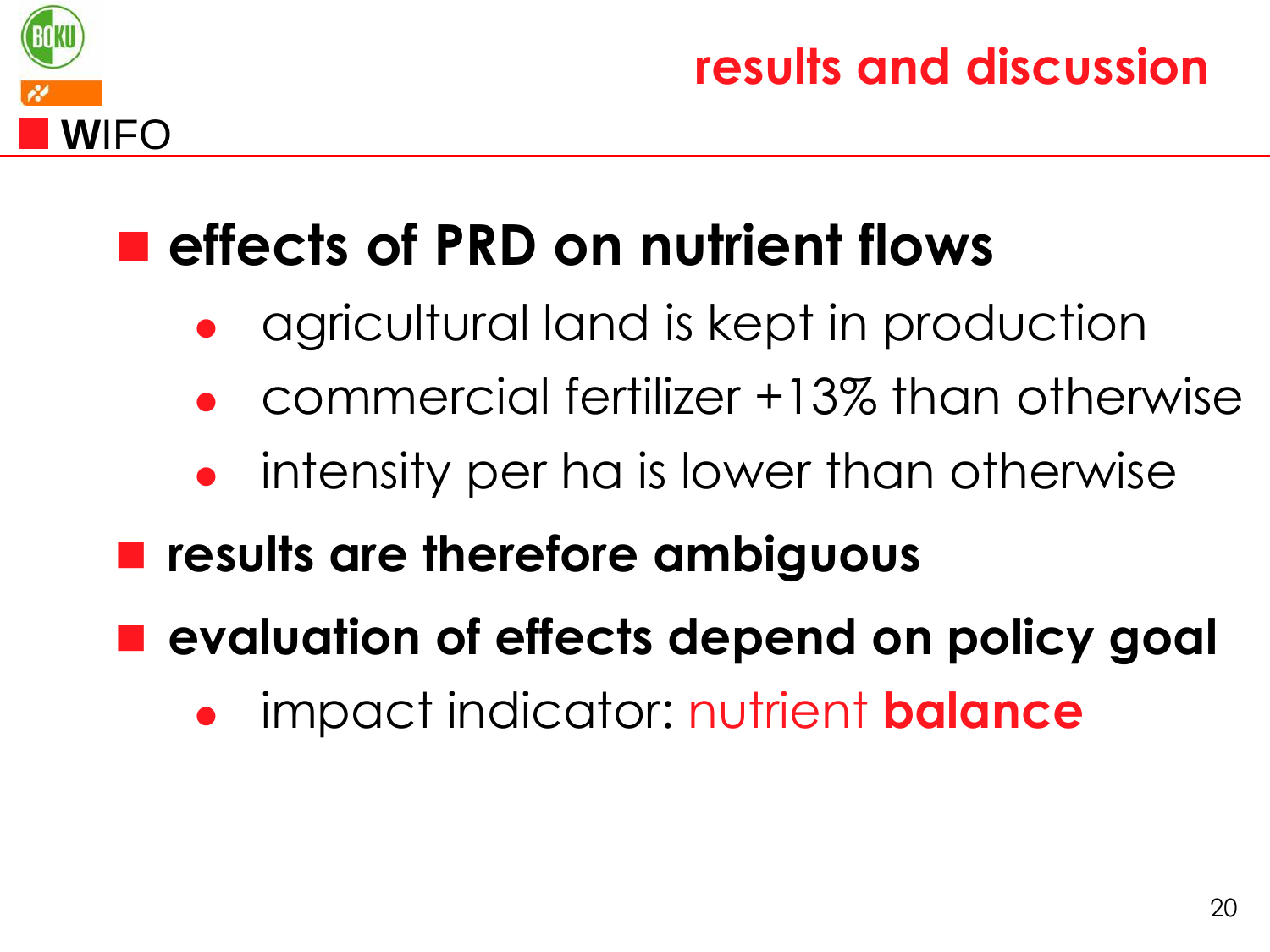## results and discussion

- **effects of PRD on nutrient flows**
  - agricultural land is kept in production
  - commercial fertilizer +13% than otherwise
  - intensity per ha is lower than otherwise
- **results are therefore ambiguous**
- **evaluation of effects depend on policy goal**
  - impact indicator: nutrient **balance**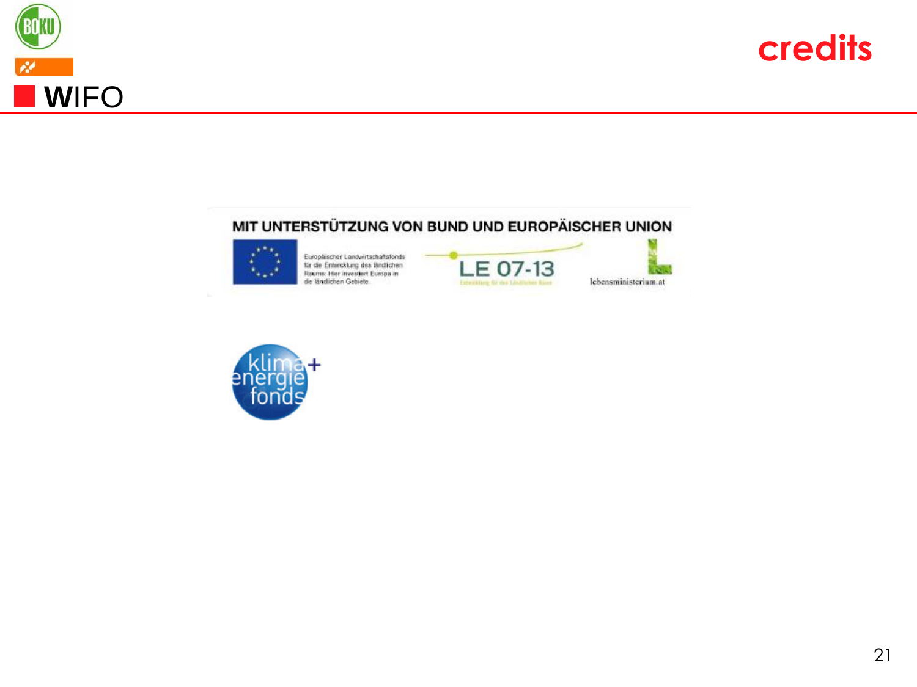# credits

MIT UNTERSTÜTZUNG VON BUND UND EUROPÄISCHER UNION

Europäischer Landwirtschaftsfonds für die Entwicklung des ländlichen Raums: Hier investiert Europa in die ländlichen Gebiete.

LE 07-13

lebensministerium.at

klima+ energie fonds